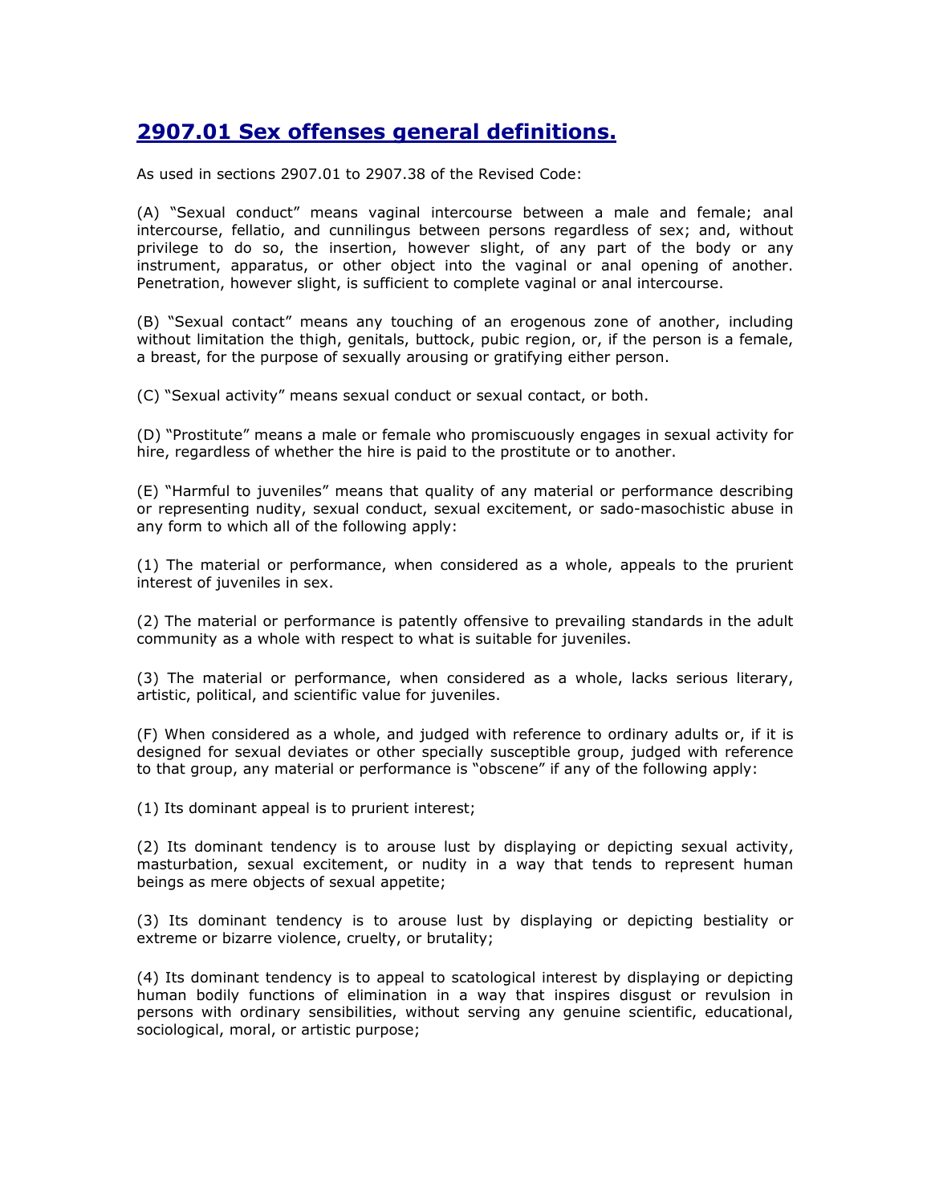## 2907.01 Sex offenses general definitions.

As used in sections 2907.01 to 2907.38 of the Revised Code:

(A) "Sexual conduct" means vaginal intercourse between a male and female; anal intercourse, fellatio, and cunnilingus between persons regardless of sex; and, without privilege to do so, the insertion, however slight, of any part of the body or any instrument, apparatus, or other object into the vaginal or anal opening of another. Penetration, however slight, is sufficient to complete vaginal or anal intercourse.

(B) "Sexual contact" means any touching of an erogenous zone of another, including without limitation the thigh, genitals, buttock, pubic region, or, if the person is a female, a breast, for the purpose of sexually arousing or gratifying either person.

(C) "Sexual activity" means sexual conduct or sexual contact, or both.

(D) "Prostitute" means a male or female who promiscuously engages in sexual activity for hire, regardless of whether the hire is paid to the prostitute or to another.

(E) "Harmful to juveniles" means that quality of any material or performance describing or representing nudity, sexual conduct, sexual excitement, or sado-masochistic abuse in any form to which all of the following apply:

(1) The material or performance, when considered as a whole, appeals to the prurient interest of juveniles in sex.

(2) The material or performance is patently offensive to prevailing standards in the adult community as a whole with respect to what is suitable for juveniles.

(3) The material or performance, when considered as a whole, lacks serious literary, artistic, political, and scientific value for juveniles.

(F) When considered as a whole, and judged with reference to ordinary adults or, if it is designed for sexual deviates or other specially susceptible group, judged with reference to that group, any material or performance is "obscene" if any of the following apply:

(1) Its dominant appeal is to prurient interest;

(2) Its dominant tendency is to arouse lust by displaying or depicting sexual activity, masturbation, sexual excitement, or nudity in a way that tends to represent human beings as mere objects of sexual appetite;

(3) Its dominant tendency is to arouse lust by displaying or depicting bestiality or extreme or bizarre violence, cruelty, or brutality;

(4) Its dominant tendency is to appeal to scatological interest by displaying or depicting human bodily functions of elimination in a way that inspires disgust or revulsion in persons with ordinary sensibilities, without serving any genuine scientific, educational, sociological, moral, or artistic purpose;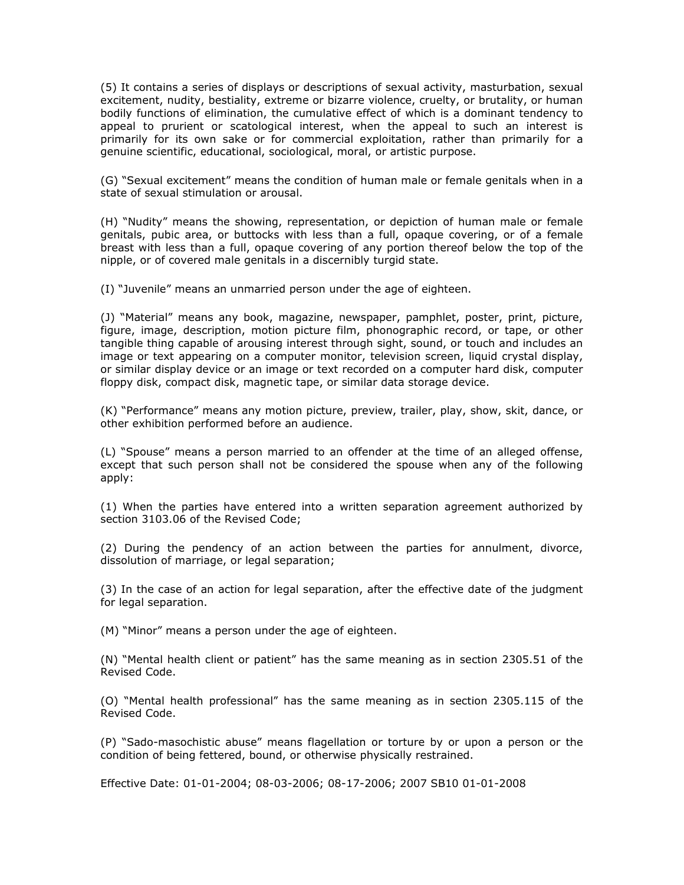(5) It contains a series of displays or descriptions of sexual activity, masturbation, sexual excitement, nudity, bestiality, extreme or bizarre violence, cruelty, or brutality, or human bodily functions of elimination, the cumulative effect of which is a dominant tendency to appeal to prurient or scatological interest, when the appeal to such an interest is primarily for its own sake or for commercial exploitation, rather than primarily for a genuine scientific, educational, sociological, moral, or artistic purpose.

(G) "Sexual excitement" means the condition of human male or female genitals when in a state of sexual stimulation or arousal.

(H) "Nudity" means the showing, representation, or depiction of human male or female genitals, pubic area, or buttocks with less than a full, opaque covering, or of a female breast with less than a full, opaque covering of any portion thereof below the top of the nipple, or of covered male genitals in a discernibly turgid state.

(I) "Juvenile" means an unmarried person under the age of eighteen.

(J) "Material" means any book, magazine, newspaper, pamphlet, poster, print, picture, figure, image, description, motion picture film, phonographic record, or tape, or other tangible thing capable of arousing interest through sight, sound, or touch and includes an image or text appearing on a computer monitor, television screen, liquid crystal display, or similar display device or an image or text recorded on a computer hard disk, computer floppy disk, compact disk, magnetic tape, or similar data storage device.

(K) "Performance" means any motion picture, preview, trailer, play, show, skit, dance, or other exhibition performed before an audience.

(L) "Spouse" means a person married to an offender at the time of an alleged offense, except that such person shall not be considered the spouse when any of the following apply:

(1) When the parties have entered into a written separation agreement authorized by section 3103.06 of the Revised Code;

(2) During the pendency of an action between the parties for annulment, divorce, dissolution of marriage, or legal separation;

(3) In the case of an action for legal separation, after the effective date of the judgment for legal separation.

(M) "Minor" means a person under the age of eighteen.

(N) "Mental health client or patient" has the same meaning as in section 2305.51 of the Revised Code.

(O) "Mental health professional" has the same meaning as in section 2305.115 of the Revised Code.

(P) "Sado-masochistic abuse" means flagellation or torture by or upon a person or the condition of being fettered, bound, or otherwise physically restrained.

Effective Date: 01-01-2004; 08-03-2006; 08-17-2006; 2007 SB10 01-01-2008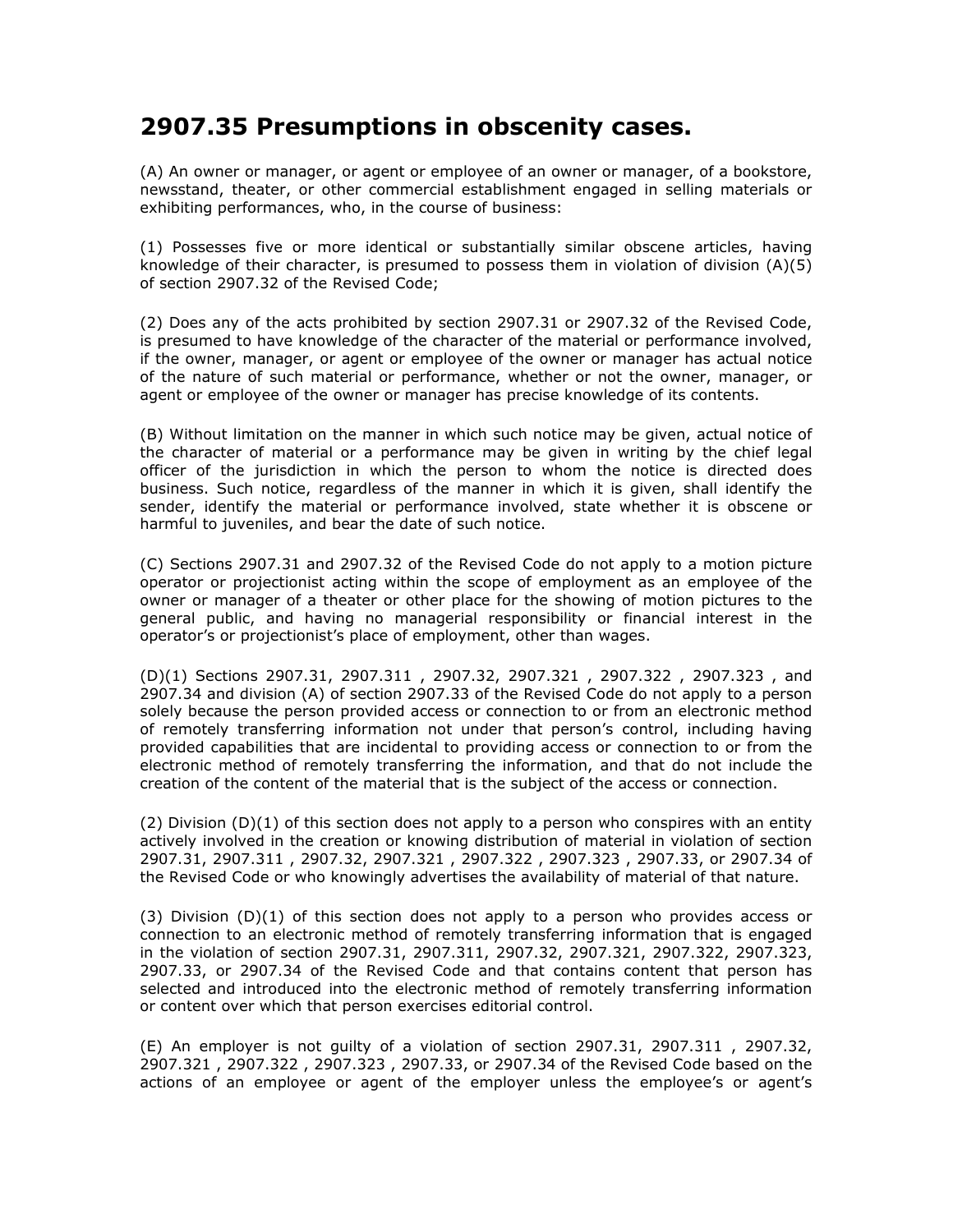## 2907.35 Presumptions in obscenity cases.

(A) An owner or manager, or agent or employee of an owner or manager, of a bookstore, newsstand, theater, or other commercial establishment engaged in selling materials or exhibiting performances, who, in the course of business:

(1) Possesses five or more identical or substantially similar obscene articles, having knowledge of their character, is presumed to possess them in violation of division (A)(5) of section 2907.32 of the Revised Code;

(2) Does any of the acts prohibited by section 2907.31 or 2907.32 of the Revised Code, is presumed to have knowledge of the character of the material or performance involved, if the owner, manager, or agent or employee of the owner or manager has actual notice of the nature of such material or performance, whether or not the owner, manager, or agent or employee of the owner or manager has precise knowledge of its contents.

(B) Without limitation on the manner in which such notice may be given, actual notice of the character of material or a performance may be given in writing by the chief legal officer of the jurisdiction in which the person to whom the notice is directed does business. Such notice, regardless of the manner in which it is given, shall identify the sender, identify the material or performance involved, state whether it is obscene or harmful to juveniles, and bear the date of such notice.

(C) Sections 2907.31 and 2907.32 of the Revised Code do not apply to a motion picture operator or projectionist acting within the scope of employment as an employee of the owner or manager of a theater or other place for the showing of motion pictures to the general public, and having no managerial responsibility or financial interest in the operator's or projectionist's place of employment, other than wages.

(D)(1) Sections 2907.31, 2907.311 , 2907.32, 2907.321 , 2907.322 , 2907.323 , and 2907.34 and division (A) of section 2907.33 of the Revised Code do not apply to a person solely because the person provided access or connection to or from an electronic method of remotely transferring information not under that person's control, including having provided capabilities that are incidental to providing access or connection to or from the electronic method of remotely transferring the information, and that do not include the creation of the content of the material that is the subject of the access or connection.

(2) Division (D)(1) of this section does not apply to a person who conspires with an entity actively involved in the creation or knowing distribution of material in violation of section 2907.31, 2907.311 , 2907.32, 2907.321 , 2907.322 , 2907.323 , 2907.33, or 2907.34 of the Revised Code or who knowingly advertises the availability of material of that nature.

(3) Division (D)(1) of this section does not apply to a person who provides access or connection to an electronic method of remotely transferring information that is engaged in the violation of section 2907.31, 2907.311, 2907.32, 2907.321, 2907.322, 2907.323, 2907.33, or 2907.34 of the Revised Code and that contains content that person has selected and introduced into the electronic method of remotely transferring information or content over which that person exercises editorial control.

(E) An employer is not guilty of a violation of section 2907.31, 2907.311 , 2907.32, 2907.321 , 2907.322 , 2907.323 , 2907.33, or 2907.34 of the Revised Code based on the actions of an employee or agent of the employer unless the employee's or agent's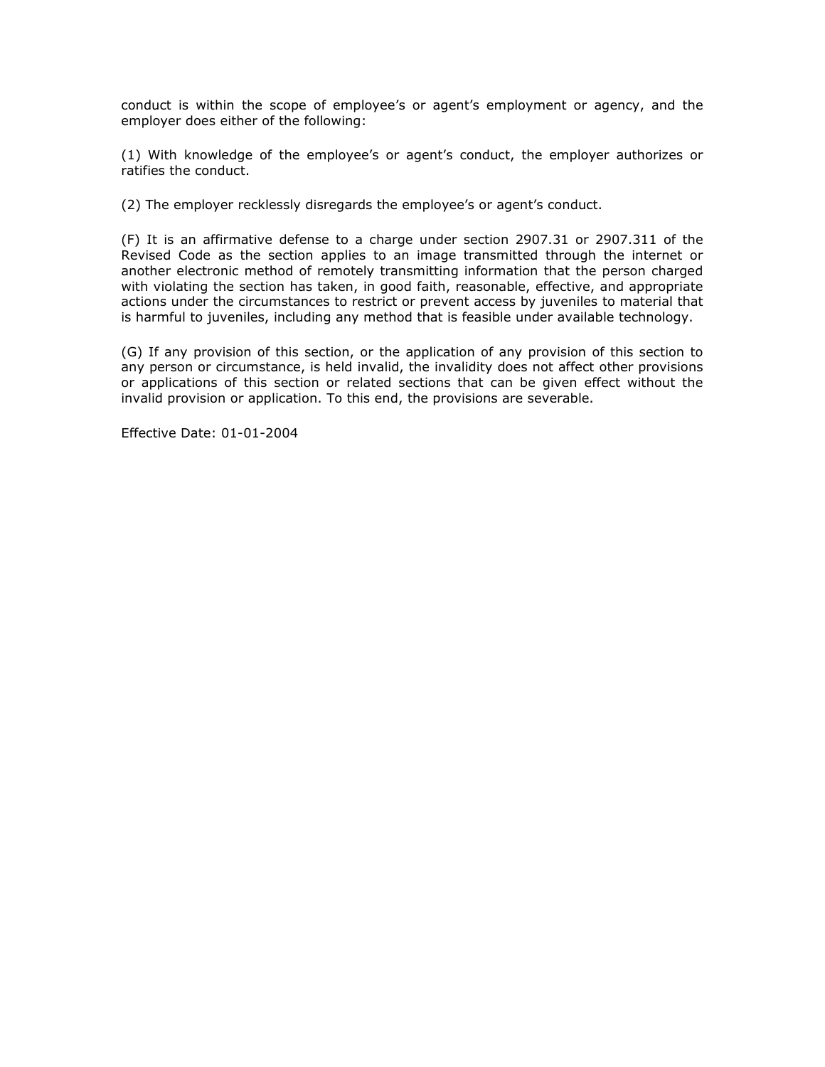conduct is within the scope of employee's or agent's employment or agency, and the employer does either of the following:

(1) With knowledge of the employee's or agent's conduct, the employer authorizes or ratifies the conduct.

(2) The employer recklessly disregards the employee's or agent's conduct.

(F) It is an affirmative defense to a charge under section 2907.31 or 2907.311 of the Revised Code as the section applies to an image transmitted through the internet or another electronic method of remotely transmitting information that the person charged with violating the section has taken, in good faith, reasonable, effective, and appropriate actions under the circumstances to restrict or prevent access by juveniles to material that is harmful to juveniles, including any method that is feasible under available technology.

(G) If any provision of this section, or the application of any provision of this section to any person or circumstance, is held invalid, the invalidity does not affect other provisions or applications of this section or related sections that can be given effect without the invalid provision or application. To this end, the provisions are severable.

Effective Date: 01-01-2004